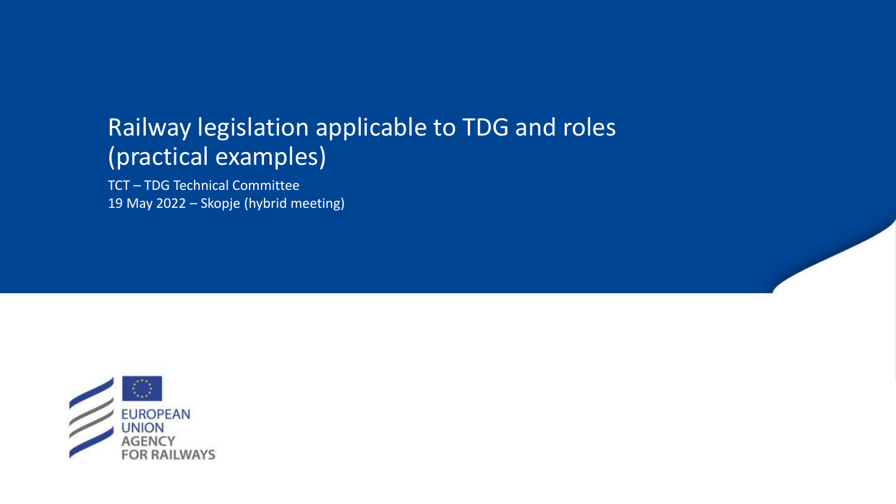# Railway legislation applicable to TDG and roles (practical examples)

TCT – TDG Technical Committee
19 May 2022 – Skopje (hybrid meeting)

EUROPEAN UNION AGENCY FOR RAILWAYS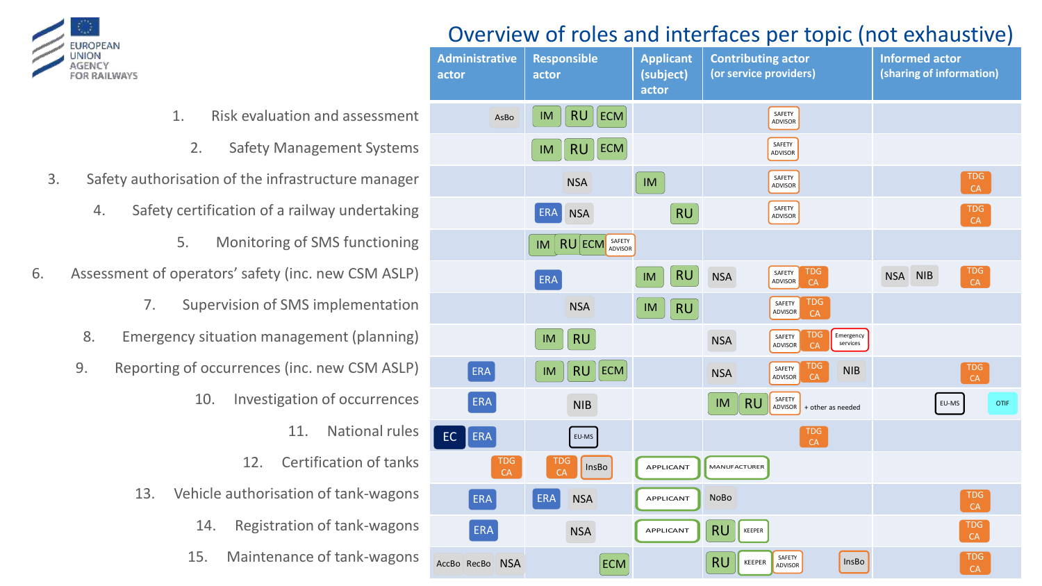# Overview of roles and interfaces per topic (not exhaustive)

| Topic | Administrative actor | Responsible actor | Applicant (subject) actor | Contributing actor (or service providers) | Informed actor (sharing of information) |
|---|---|---|---|---|---|
| 1. Risk evaluation and assessment | AsBo | IM RU ECM | | SAFETY ADVISOR | |
| 2. Safety Management Systems | | IM RU ECM | | SAFETY ADVISOR | |
| 3. Safety authorisation of the infrastructure manager | | NSA | IM | SAFETY ADVISOR | TDG CA |
| 4. Safety certification of a railway undertaking | | ERA NSA | RU | SAFETY ADVISOR | TDG CA |
| 5. Monitoring of SMS functioning | | IM RU ECM SAFETY ADVISOR | | | |
| 6. Assessment of operators' safety (inc. new CSM ASLP) | | ERA | IM RU | NSA SAFETY ADVISOR TDG CA | NSA NIB TDG CA |
| 7. Supervision of SMS implementation | | NSA | IM RU | SAFETY ADVISOR TDG CA | |
| 8. Emergency situation management (planning) | | IM RU | | NSA SAFETY ADVISOR TDG CA Emergency services | |
| 9. Reporting of occurrences (inc. new CSM ASLP) | ERA | IM RU ECM | | NSA SAFETY ADVISOR TDG CA NIB | TDG CA |
| 10. Investigation of occurrences | ERA | NIB | | IM RU SAFETY ADVISOR + other as needed | EU-MS OTIF |
| 11. National rules | EC ERA | EU-MS | | TDG CA | |
| 12. Certification of tanks | TDG CA | TDG CA InsBo | APPLICANT | MANUFACTURER | |
| 13. Vehicle authorisation of tank-wagons | ERA | ERA NSA | APPLICANT | NoBo | TDG CA |
| 14. Registration of tank-wagons | ERA | NSA | APPLICANT | RU KEEPER | TDG CA |
| 15. Maintenance of tank-wagons | AccBo RecBo NSA | ECM | | RU KEEPER SAFETY ADVISOR InsBo | TDG CA |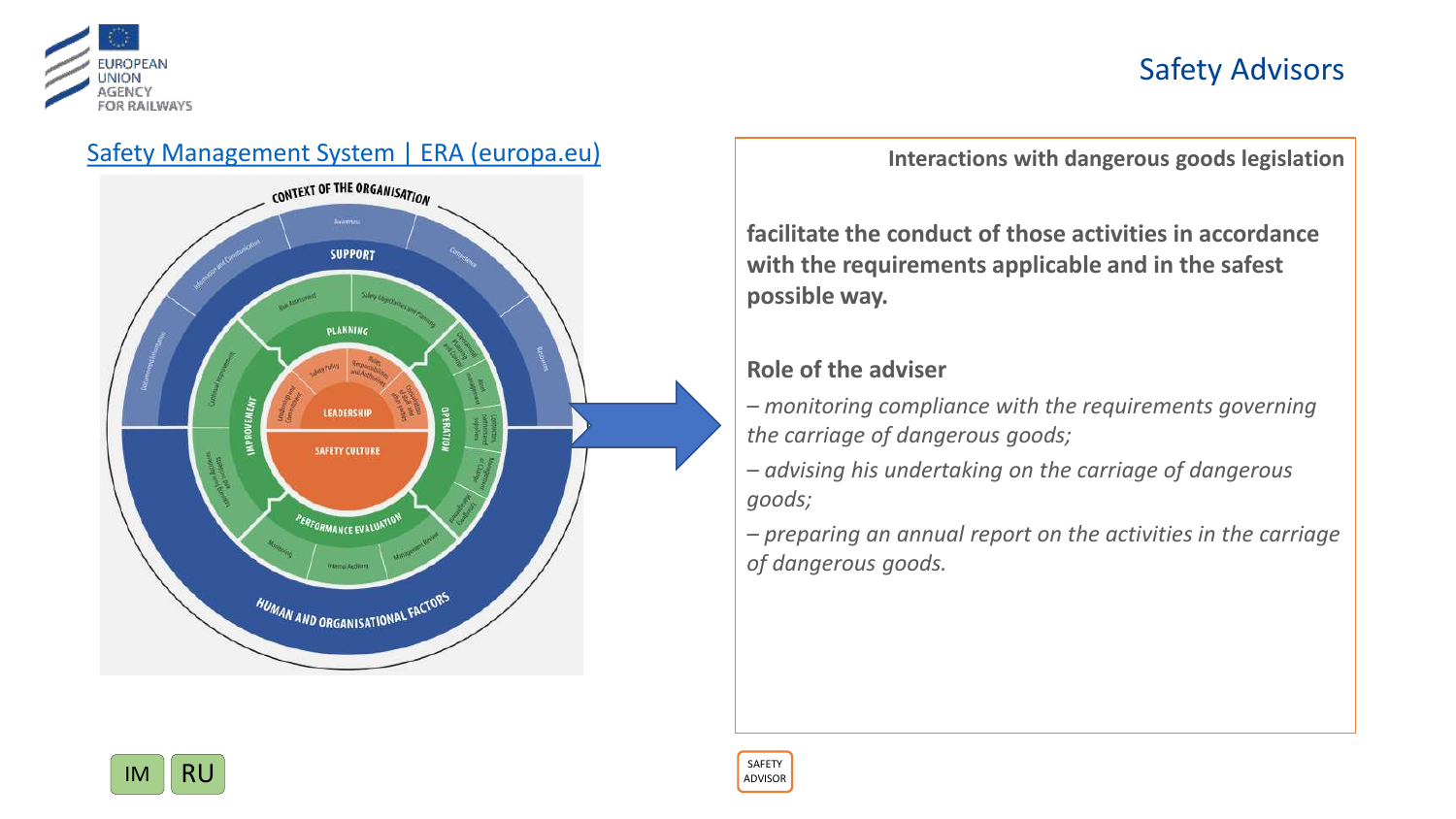# Safety Advisors

[Safety Management System | ERA (europa.eu)]

**Interactions with dangerous goods legislation**

**facilitate the conduct of those activities in accordance with the requirements applicable and in the safest possible way.**

**Role of the adviser**

*– monitoring compliance with the requirements governing the carriage of dangerous goods;*

*– advising his undertaking on the carriage of dangerous goods;*

*– preparing an annual report on the activities in the carriage of dangerous goods.*

IM RU

SAFETY ADVISOR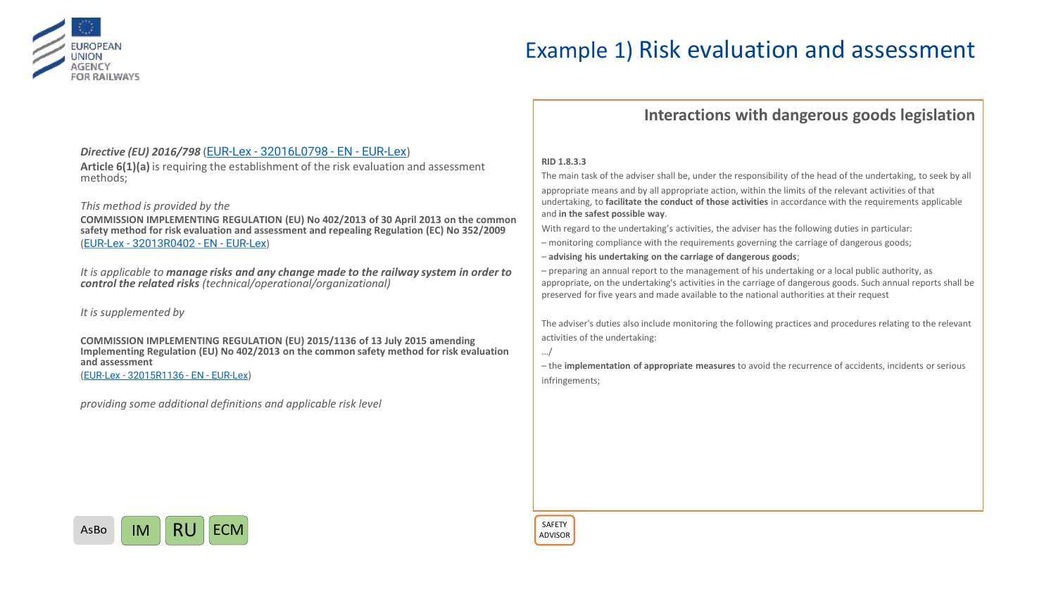# Example 1) Risk evaluation and assessment

***Directive (EU) 2016/798*** (EUR-Lex - 32016L0798 - EN - EUR-Lex)

**Article 6(1)(a)** is requiring the establishment of the risk evaluation and assessment methods;

*This method is provided by the*

**COMMISSION IMPLEMENTING REGULATION (EU) No 402/2013 of 30 April 2013 on the common safety method for risk evaluation and assessment and repealing Regulation (EC) No 352/2009**
(EUR-Lex - 32013R0402 - EN - EUR-Lex)

*It is applicable to **manage risks and any change made to the railway system in order to control the related risks** (technical/operational/organizational)*

*It is supplemented by*

**COMMISSION IMPLEMENTING REGULATION (EU) 2015/1136 of 13 July 2015 amending Implementing Regulation (EU) No 402/2013 on the common safety method for risk evaluation and assessment**
(EUR-Lex - 32015R1136 - EN - EUR-Lex)

*providing some additional definitions and applicable risk level*

AsBo | IM | RU | ECM

## Interactions with dangerous goods legislation

**RID 1.8.3.3**

The main task of the adviser shall be, under the responsibility of the head of the undertaking, to seek by all appropriate means and by all appropriate action, within the limits of the relevant activities of that undertaking, to **facilitate the conduct of those activities** in accordance with the requirements applicable and **in the safest possible way**.

With regard to the undertaking's activities, the adviser has the following duties in particular:

– monitoring compliance with the requirements governing the carriage of dangerous goods;

– **advising his undertaking on the carriage of dangerous goods**;

– preparing an annual report to the management of his undertaking or a local public authority, as appropriate, on the undertaking's activities in the carriage of dangerous goods. Such annual reports shall be preserved for five years and made available to the national authorities at their request

The adviser's duties also include monitoring the following practices and procedures relating to the relevant activities of the undertaking:

…/

– the **implementation of appropriate measures** to avoid the recurrence of accidents, incidents or serious infringements;

SAFETY ADVISOR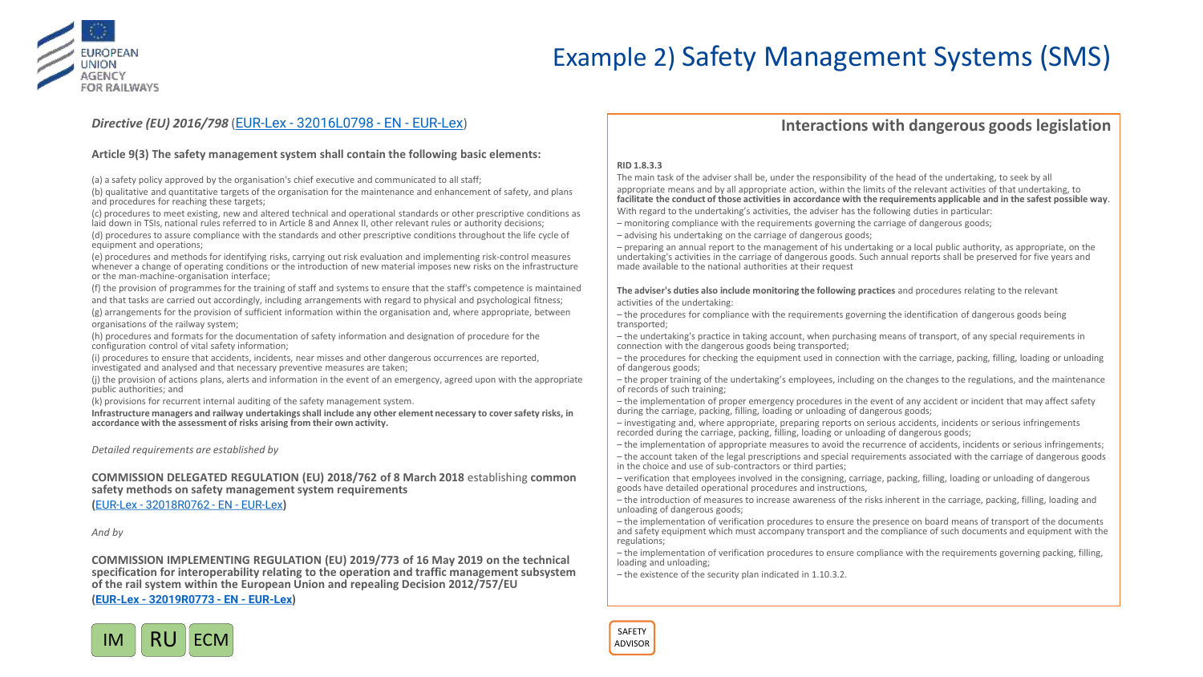# Example 2) Safety Management Systems (SMS)

*Directive (EU) 2016/798* (EUR-Lex - 32016L0798 - EN - EUR-Lex)

**Article 9(3) The safety management system shall contain the following basic elements:**

(a) a safety policy approved by the organisation's chief executive and communicated to all staff;

(b) qualitative and quantitative targets of the organisation for the maintenance and enhancement of safety, and plans and procedures for reaching these targets;

(c) procedures to meet existing, new and altered technical and operational standards or other prescriptive conditions as laid down in TSIs, national rules referred to in Article 8 and Annex II, other relevant rules or authority decisions;

(d) procedures to assure compliance with the standards and other prescriptive conditions throughout the life cycle of equipment and operations;

(e) procedures and methods for identifying risks, carrying out risk evaluation and implementing risk-control measures whenever a change of operating conditions or the introduction of new material imposes new risks on the infrastructure or the man-machine-organisation interface;

(f) the provision of programmes for the training of staff and systems to ensure that the staff's competence is maintained and that tasks are carried out accordingly, including arrangements with regard to physical and psychological fitness;

(g) arrangements for the provision of sufficient information within the organisation and, where appropriate, between organisations of the railway system;

(h) procedures and formats for the documentation of safety information and designation of procedure for the configuration control of vital safety information;

(i) procedures to ensure that accidents, incidents, near misses and other dangerous occurrences are reported, investigated and analysed and that necessary preventive measures are taken;

(j) the provision of actions plans, alerts and information in the event of an emergency, agreed upon with the appropriate public authorities; and

(k) provisions for recurrent internal auditing of the safety management system.

**Infrastructure managers and railway undertakings shall include any other element necessary to cover safety risks, in accordance with the assessment of risks arising from their own activity.**

*Detailed requirements are established by*

**COMMISSION DELEGATED REGULATION (EU) 2018/762 of 8 March 2018** establishing **common safety methods on safety management system requirements**
(EUR-Lex - 32018R0762 - EN - EUR-Lex)

*And by*

**COMMISSION IMPLEMENTING REGULATION (EU) 2019/773 of 16 May 2019 on the technical specification for interoperability relating to the operation and traffic management subsystem of the rail system within the European Union and repealing Decision 2012/757/EU**
(**EUR-Lex - 32019R0773 - EN - EUR-Lex**)

IM | RU | ECM

## Interactions with dangerous goods legislation

**RID 1.8.3.3**

The main task of the adviser shall be, under the responsibility of the head of the undertaking, to seek by all appropriate means and by all appropriate action, within the limits of the relevant activities of that undertaking, to **facilitate the conduct of those activities in accordance with the requirements applicable and in the safest possible way**.

With regard to the undertaking's activities, the adviser has the following duties in particular:

– monitoring compliance with the requirements governing the carriage of dangerous goods;

– advising his undertaking on the carriage of dangerous goods;

– preparing an annual report to the management of his undertaking or a local public authority, as appropriate, on the undertaking's activities in the carriage of dangerous goods. Such annual reports shall be preserved for five years and made available to the national authorities at their request

**The adviser's duties also include monitoring the following practices** and procedures relating to the relevant activities of the undertaking:

– the procedures for compliance with the requirements governing the identification of dangerous goods being transported;

– the undertaking's practice in taking account, when purchasing means of transport, of any special requirements in connection with the dangerous goods being transported;

– the procedures for checking the equipment used in connection with the carriage, packing, filling, loading or unloading of dangerous goods;

– the proper training of the undertaking's employees, including on the changes to the regulations, and the maintenance of records of such training;

– the implementation of proper emergency procedures in the event of any accident or incident that may affect safety during the carriage, packing, filling, loading or unloading of dangerous goods;

– investigating and, where appropriate, preparing reports on serious accidents, incidents or serious infringements recorded during the carriage, packing, filling, loading or unloading of dangerous goods;

– the implementation of appropriate measures to avoid the recurrence of accidents, incidents or serious infringements;

– the account taken of the legal prescriptions and special requirements associated with the carriage of dangerous goods in the choice and use of sub-contractors or third parties;

– verification that employees involved in the consigning, carriage, packing, filling, loading or unloading of dangerous goods have detailed operational procedures and instructions,

– the introduction of measures to increase awareness of the risks inherent in the carriage, packing, filling, loading and unloading of dangerous goods;

– the implementation of verification procedures to ensure the presence on board means of transport of the documents and safety equipment which must accompany transport and the compliance of such documents and equipment with the regulations;

– the implementation of verification procedures to ensure compliance with the requirements governing packing, filling, loading and unloading;

– the existence of the security plan indicated in 1.10.3.2.

SAFETY ADVISOR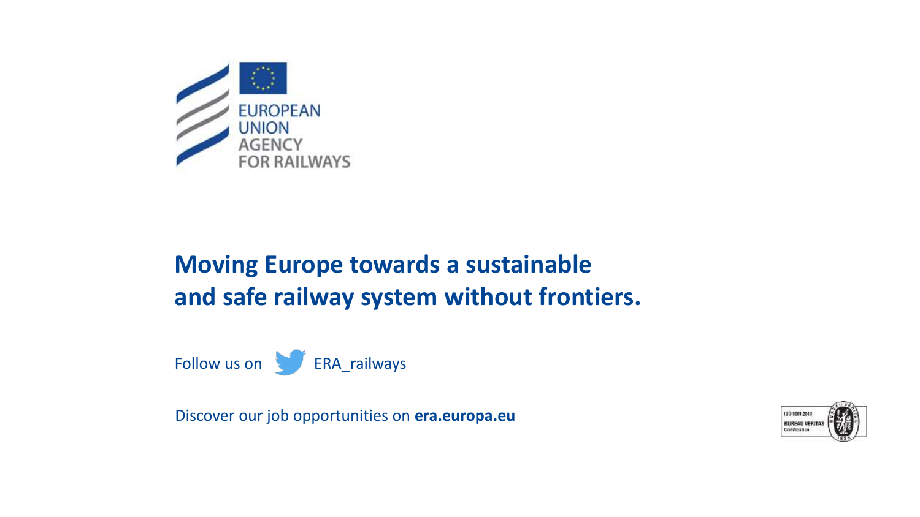EUROPEAN UNION AGENCY FOR RAILWAYS

**Moving Europe towards a sustainable and safe railway system without frontiers.**

Follow us on ERA_railways

Discover our job opportunities on **era.europa.eu**

ISO 9001:2015 BUREAU VERITAS Certification